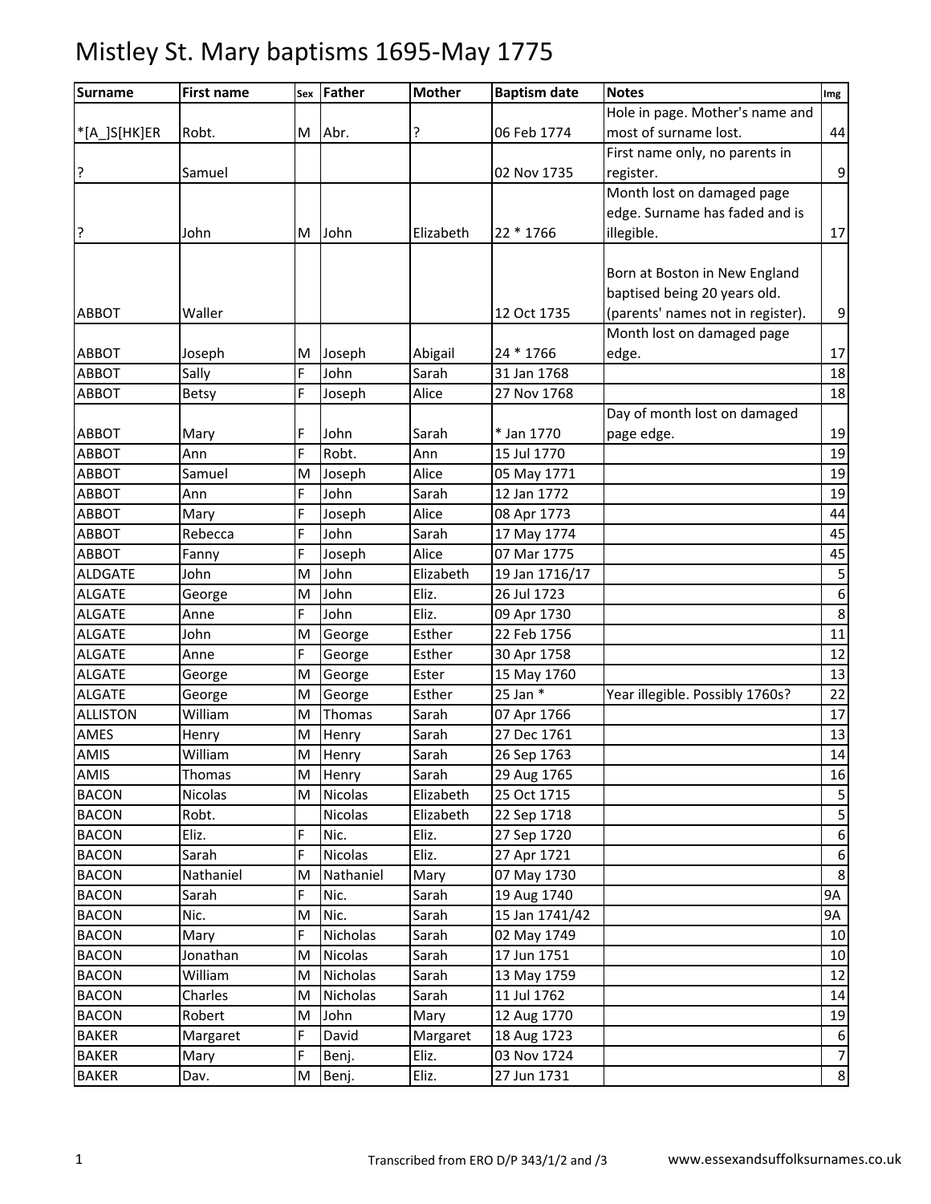# Mistley St. Mary baptisms 1695-May 1775

| Surname | First name | Sex | Father | Mother | Baptism date | Notes | Img |
|---|---|---|---|---|---|---|---|
| *[A_]S[HK]ER | Robt. | M | Abr. | ? | 06 Feb 1774 | Hole in page. Mother's name and most of surname lost. | 44 |
| ? | Samuel | | | | 02 Nov 1735 | First name only, no parents in register. | 9 |
| ? | John | M | John | Elizabeth | 22 * 1766 | Month lost on damaged page edge. Surname has faded and is illegible. | 17 |
| ABBOT | Waller | | | | 12 Oct 1735 | Born at Boston in New England baptised being 20 years old. (parents' names not in register). | 9 |
| ABBOT | Joseph | M | Joseph | Abigail | 24 * 1766 | Month lost on damaged page edge. | 17 |
| ABBOT | Sally | F | John | Sarah | 31 Jan 1768 | | 18 |
| ABBOT | Betsy | F | Joseph | Alice | 27 Nov 1768 | | 18 |
| ABBOT | Mary | F | John | Sarah | * Jan 1770 | Day of month lost on damaged page edge. | 19 |
| ABBOT | Ann | F | Robt. | Ann | 15 Jul 1770 | | 19 |
| ABBOT | Samuel | M | Joseph | Alice | 05 May 1771 | | 19 |
| ABBOT | Ann | F | John | Sarah | 12 Jan 1772 | | 19 |
| ABBOT | Mary | F | Joseph | Alice | 08 Apr 1773 | | 44 |
| ABBOT | Rebecca | F | John | Sarah | 17 May 1774 | | 45 |
| ABBOT | Fanny | F | Joseph | Alice | 07 Mar 1775 | | 45 |
| ALDGATE | John | M | John | Elizabeth | 19 Jan 1716/17 | | 5 |
| ALGATE | George | M | John | Eliz. | 26 Jul 1723 | | 6 |
| ALGATE | Anne | F | John | Eliz. | 09 Apr 1730 | | 8 |
| ALGATE | John | M | George | Esther | 22 Feb 1756 | | 11 |
| ALGATE | Anne | F | George | Esther | 30 Apr 1758 | | 12 |
| ALGATE | George | M | George | Ester | 15 May 1760 | | 13 |
| ALGATE | George | M | George | Esther | 25 Jan * | Year illegible. Possibly 1760s? | 22 |
| ALLISTON | William | M | Thomas | Sarah | 07 Apr 1766 | | 17 |
| AMES | Henry | M | Henry | Sarah | 27 Dec 1761 | | 13 |
| AMIS | William | M | Henry | Sarah | 26 Sep 1763 | | 14 |
| AMIS | Thomas | M | Henry | Sarah | 29 Aug 1765 | | 16 |
| BACON | Nicolas | M | Nicolas | Elizabeth | 25 Oct 1715 | | 5 |
| BACON | Robt. | | Nicolas | Elizabeth | 22 Sep 1718 | | 5 |
| BACON | Eliz. | F | Nic. | Eliz. | 27 Sep 1720 | | 6 |
| BACON | Sarah | F | Nicolas | Eliz. | 27 Apr 1721 | | 6 |
| BACON | Nathaniel | M | Nathaniel | Mary | 07 May 1730 | | 8 |
| BACON | Sarah | F | Nic. | Sarah | 19 Aug 1740 | | 9A |
| BACON | Nic. | M | Nic. | Sarah | 15 Jan 1741/42 | | 9A |
| BACON | Mary | F | Nicholas | Sarah | 02 May 1749 | | 10 |
| BACON | Jonathan | M | Nicolas | Sarah | 17 Jun 1751 | | 10 |
| BACON | William | M | Nicholas | Sarah | 13 May 1759 | | 12 |
| BACON | Charles | M | Nicholas | Sarah | 11 Jul 1762 | | 14 |
| BACON | Robert | M | John | Mary | 12 Aug 1770 | | 19 |
| BAKER | Margaret | F | David | Margaret | 18 Aug 1723 | | 6 |
| BAKER | Mary | F | Benj. | Eliz. | 03 Nov 1724 | | 7 |
| BAKER | Dav. | M | Benj. | Eliz. | 27 Jun 1731 | | 8 |

Transcribed from ERO D/P 343/1/2 and /3    www.essexandsuffolksurnames.co.uk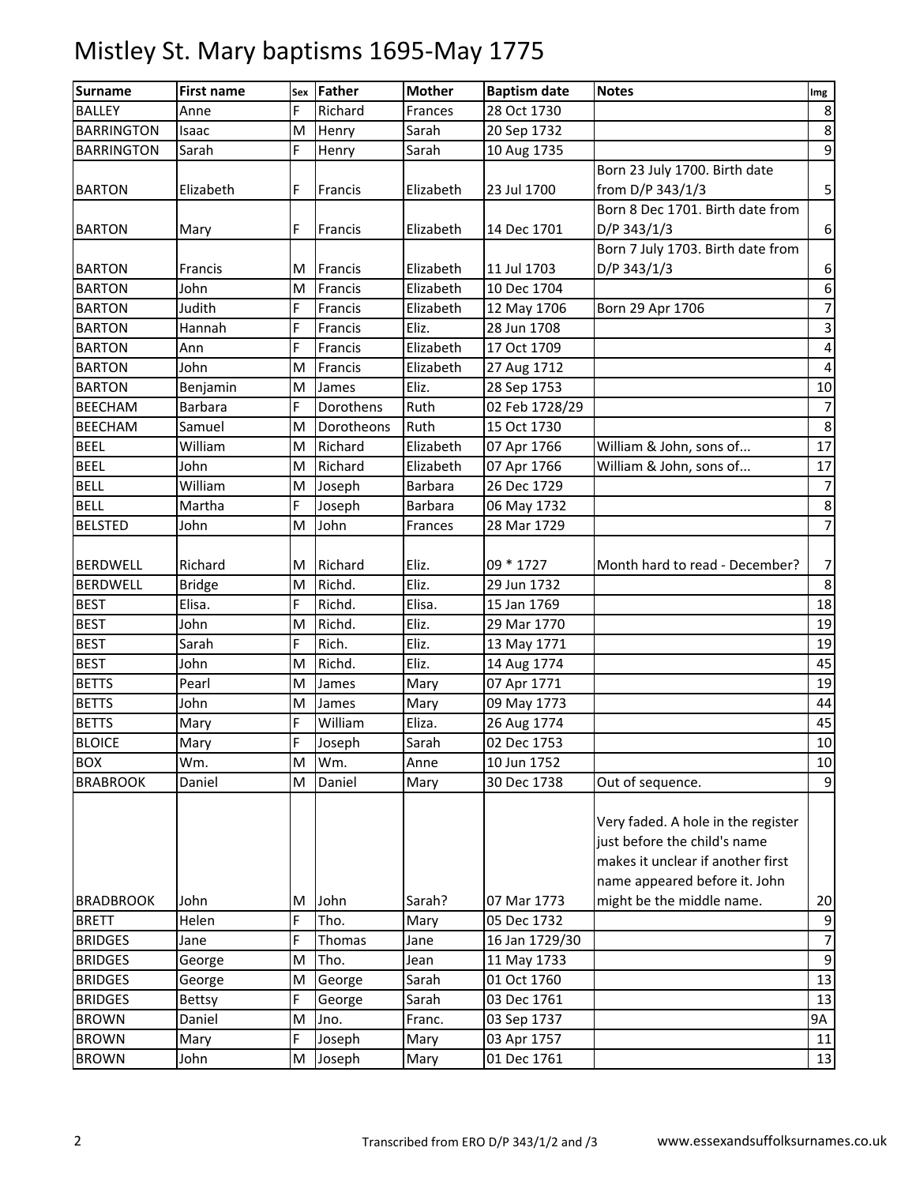# Mistley St. Mary baptisms 1695-May 1775

| Surname | First name | Sex | Father | Mother | Baptism date | Notes | Img |
|---|---|---|---|---|---|---|---|
| BALLEY | Anne | F | Richard | Frances | 28 Oct 1730 | | 8 |
| BARRINGTON | Isaac | M | Henry | Sarah | 20 Sep 1732 | | 8 |
| BARRINGTON | Sarah | F | Henry | Sarah | 10 Aug 1735 | | 9 |
| BARTON | Elizabeth | F | Francis | Elizabeth | 23 Jul 1700 | Born 23 July 1700. Birth date from D/P 343/1/3 | 5 |
| BARTON | Mary | F | Francis | Elizabeth | 14 Dec 1701 | Born 8 Dec 1701. Birth date from D/P 343/1/3 | 6 |
| BARTON | Francis | M | Francis | Elizabeth | 11 Jul 1703 | Born 7 July 1703. Birth date from D/P 343/1/3 | 6 |
| BARTON | John | M | Francis | Elizabeth | 10 Dec 1704 | | 6 |
| BARTON | Judith | F | Francis | Elizabeth | 12 May 1706 | Born 29 Apr 1706 | 7 |
| BARTON | Hannah | F | Francis | Eliz. | 28 Jun 1708 | | 3 |
| BARTON | Ann | F | Francis | Elizabeth | 17 Oct 1709 | | 4 |
| BARTON | John | M | Francis | Elizabeth | 27 Aug 1712 | | 4 |
| BARTON | Benjamin | M | James | Eliz. | 28 Sep 1753 | | 10 |
| BEECHAM | Barbara | F | Dorothens | Ruth | 02 Feb 1728/29 | | 7 |
| BEECHAM | Samuel | M | Dorotheons | Ruth | 15 Oct 1730 | | 8 |
| BEEL | William | M | Richard | Elizabeth | 07 Apr 1766 | William & John, sons of... | 17 |
| BEEL | John | M | Richard | Elizabeth | 07 Apr 1766 | William & John, sons of... | 17 |
| BELL | William | M | Joseph | Barbara | 26 Dec 1729 | | 7 |
| BELL | Martha | F | Joseph | Barbara | 06 May 1732 | | 8 |
| BELSTED | John | M | John | Frances | 28 Mar 1729 | | 7 |
| BERDWELL | Richard | M | Richard | Eliz. | 09 * 1727 | Month hard to read - December? | 7 |
| BERDWELL | Bridge | M | Richd. | Eliz. | 29 Jun 1732 | | 8 |
| BEST | Elisa. | F | Richd. | Elisa. | 15 Jan 1769 | | 18 |
| BEST | John | M | Richd. | Eliz. | 29 Mar 1770 | | 19 |
| BEST | Sarah | F | Rich. | Eliz. | 13 May 1771 | | 19 |
| BEST | John | M | Richd. | Eliz. | 14 Aug 1774 | | 45 |
| BETTS | Pearl | M | James | Mary | 07 Apr 1771 | | 19 |
| BETTS | John | M | James | Mary | 09 May 1773 | | 44 |
| BETTS | Mary | F | William | Eliza. | 26 Aug 1774 | | 45 |
| BLOICE | Mary | F | Joseph | Sarah | 02 Dec 1753 | | 10 |
| BOX | Wm. | M | Wm. | Anne | 10 Jun 1752 | | 10 |
| BRABROOK | Daniel | M | Daniel | Mary | 30 Dec 1738 | Out of sequence. | 9 |
| BRADBROOK | John | M | John | Sarah? | 07 Mar 1773 | Very faded. A hole in the register just before the child's name makes it unclear if another first name appeared before it. John might be the middle name. | 20 |
| BRETT | Helen | F | Tho. | Mary | 05 Dec 1732 | | 9 |
| BRIDGES | Jane | F | Thomas | Jane | 16 Jan 1729/30 | | 7 |
| BRIDGES | George | M | Tho. | Jean | 11 May 1733 | | 9 |
| BRIDGES | George | M | George | Sarah | 01 Oct 1760 | | 13 |
| BRIDGES | Bettsy | F | George | Sarah | 03 Dec 1761 | | 13 |
| BROWN | Daniel | M | Jno. | Franc. | 03 Sep 1737 | | 9A |
| BROWN | Mary | F | Joseph | Mary | 03 Apr 1757 | | 11 |
| BROWN | John | M | Joseph | Mary | 01 Dec 1761 | | 13 |

Transcribed from ERO D/P 343/1/2 and /3 www.essexandsuffolksurnames.co.uk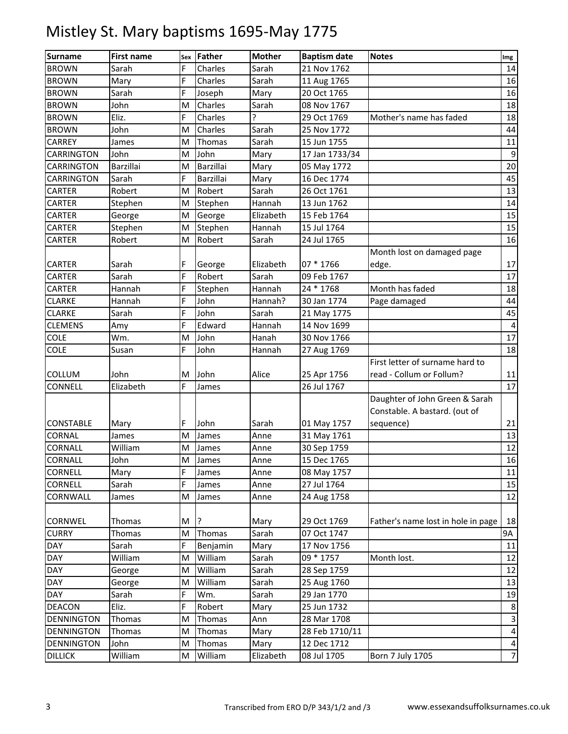# Mistley St. Mary baptisms 1695-May 1775

| Surname | First name | Sex | Father | Mother | Baptism date | Notes | Img |
|---|---|---|---|---|---|---|---|
| BROWN | Sarah | F | Charles | Sarah | 21 Nov 1762 | | 14 |
| BROWN | Mary | F | Charles | Sarah | 11 Aug 1765 | | 16 |
| BROWN | Sarah | F | Joseph | Mary | 20 Oct 1765 | | 16 |
| BROWN | John | M | Charles | Sarah | 08 Nov 1767 | | 18 |
| BROWN | Eliz. | F | Charles | ? | 29 Oct 1769 | Mother's name has faded | 18 |
| BROWN | John | M | Charles | Sarah | 25 Nov 1772 | | 44 |
| CARREY | James | M | Thomas | Sarah | 15 Jun 1755 | | 11 |
| CARRINGTON | John | M | John | Mary | 17 Jan 1733/34 | | 9 |
| CARRINGTON | Barzillai | M | Barzillai | Mary | 05 May 1772 | | 20 |
| CARRINGTON | Sarah | F | Barzillai | Mary | 16 Dec 1774 | | 45 |
| CARTER | Robert | M | Robert | Sarah | 26 Oct 1761 | | 13 |
| CARTER | Stephen | M | Stephen | Hannah | 13 Jun 1762 | | 14 |
| CARTER | George | M | George | Elizabeth | 15 Feb 1764 | | 15 |
| CARTER | Stephen | M | Stephen | Hannah | 15 Jul 1764 | | 15 |
| CARTER | Robert | M | Robert | Sarah | 24 Jul 1765 | | 16 |
| CARTER | Sarah | F | George | Elizabeth | 07 * 1766 | Month lost on damaged page edge. | 17 |
| CARTER | Sarah | F | Robert | Sarah | 09 Feb 1767 | | 17 |
| CARTER | Hannah | F | Stephen | Hannah | 24 * 1768 | Month has faded | 18 |
| CLARKE | Hannah | F | John | Hannah? | 30 Jan 1774 | Page damaged | 44 |
| CLARKE | Sarah | F | John | Sarah | 21 May 1775 | | 45 |
| CLEMENS | Amy | F | Edward | Hannah | 14 Nov 1699 | | 4 |
| COLE | Wm. | M | John | Hanah | 30 Nov 1766 | | 17 |
| COLE | Susan | F | John | Hannah | 27 Aug 1769 | | 18 |
| COLLUM | John | M | John | Alice | 25 Apr 1756 | First letter of surname hard to read - Collum or Follum? | 11 |
| CONNELL | Elizabeth | F | James | | 26 Jul 1767 | | 17 |
| CONSTABLE | Mary | F | John | Sarah | 01 May 1757 | Daughter of John Green & Sarah Constable. A bastard. (out of sequence) | 21 |
| CORNAL | James | M | James | Anne | 31 May 1761 | | 13 |
| CORNALL | William | M | James | Anne | 30 Sep 1759 | | 12 |
| CORNALL | John | M | James | Anne | 15 Dec 1765 | | 16 |
| CORNELL | Mary | F | James | Anne | 08 May 1757 | | 11 |
| CORNELL | Sarah | F | James | Anne | 27 Jul 1764 | | 15 |
| CORNWALL | James | M | James | Anne | 24 Aug 1758 | | 12 |
| CORNWEL | Thomas | M | ? | Mary | 29 Oct 1769 | Father's name lost in hole in page | 18 |
| CURRY | Thomas | M | Thomas | Sarah | 07 Oct 1747 | | 9A |
| DAY | Sarah | F | Benjamin | Mary | 17 Nov 1756 | | 11 |
| DAY | William | M | William | Sarah | 09 * 1757 | Month lost. | 12 |
| DAY | George | M | William | Sarah | 28 Sep 1759 | | 12 |
| DAY | George | M | William | Sarah | 25 Aug 1760 | | 13 |
| DAY | Sarah | F | Wm. | Sarah | 29 Jan 1770 | | 19 |
| DEACON | Eliz. | F | Robert | Mary | 25 Jun 1732 | | 8 |
| DENNINGTON | Thomas | M | Thomas | Ann | 28 Mar 1708 | | 3 |
| DENNINGTON | Thomas | M | Thomas | Mary | 28 Feb 1710/11 | | 4 |
| DENNINGTON | John | M | Thomas | Mary | 12 Dec 1712 | | 4 |
| DILLICK | William | M | William | Elizabeth | 08 Jul 1705 | Born 7 July 1705 | 7 |

Transcribed from ERO D/P 343/1/2 and /3 www.essexandsuffolksurnames.co.uk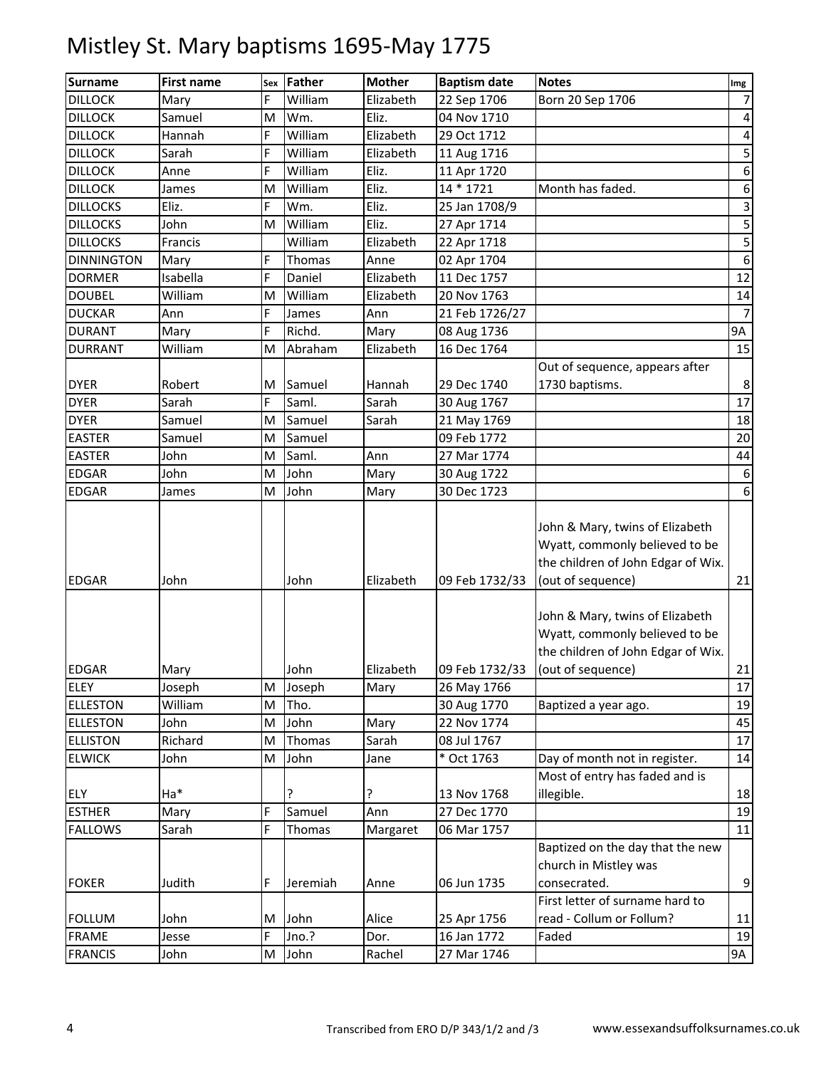# Mistley St. Mary baptisms 1695-May 1775

| Surname | First name | Sex | Father | Mother | Baptism date | Notes | Img |
|---|---|---|---|---|---|---|---|
| DILLOCK | Mary | F | William | Elizabeth | 22 Sep 1706 | Born 20 Sep 1706 | 7 |
| DILLOCK | Samuel | M | Wm. | Eliz. | 04 Nov 1710 | | 4 |
| DILLOCK | Hannah | F | William | Elizabeth | 29 Oct 1712 | | 4 |
| DILLOCK | Sarah | F | William | Elizabeth | 11 Aug 1716 | | 5 |
| DILLOCK | Anne | F | William | Eliz. | 11 Apr 1720 | | 6 |
| DILLOCK | James | M | William | Eliz. | 14 * 1721 | Month has faded. | 6 |
| DILLOCKS | Eliz. | F | Wm. | Eliz. | 25 Jan 1708/9 | | 3 |
| DILLOCKS | John | M | William | Eliz. | 27 Apr 1714 | | 5 |
| DILLOCKS | Francis | | William | Elizabeth | 22 Apr 1718 | | 5 |
| DINNINGTON | Mary | F | Thomas | Anne | 02 Apr 1704 | | 6 |
| DORMER | Isabella | F | Daniel | Elizabeth | 11 Dec 1757 | | 12 |
| DOUBEL | William | M | William | Elizabeth | 20 Nov 1763 | | 14 |
| DUCKAR | Ann | F | James | Ann | 21 Feb 1726/27 | | 7 |
| DURANT | Mary | F | Richd. | Mary | 08 Aug 1736 | | 9A |
| DURRANT | William | M | Abraham | Elizabeth | 16 Dec 1764 | | 15 |
| DYER | Robert | M | Samuel | Hannah | 29 Dec 1740 | Out of sequence, appears after 1730 baptisms. | 8 |
| DYER | Sarah | F | Saml. | Sarah | 30 Aug 1767 | | 17 |
| DYER | Samuel | M | Samuel | Sarah | 21 May 1769 | | 18 |
| EASTER | Samuel | M | Samuel | | 09 Feb 1772 | | 20 |
| EASTER | John | M | Saml. | Ann | 27 Mar 1774 | | 44 |
| EDGAR | John | M | John | Mary | 30 Aug 1722 | | 6 |
| EDGAR | James | M | John | Mary | 30 Dec 1723 | | 6 |
| EDGAR | John | | John | Elizabeth | 09 Feb 1732/33 | John & Mary, twins of Elizabeth Wyatt, commonly believed to be the children of John Edgar of Wix. (out of sequence) | 21 |
| EDGAR | Mary | | John | Elizabeth | 09 Feb 1732/33 | John & Mary, twins of Elizabeth Wyatt, commonly believed to be the children of John Edgar of Wix. (out of sequence) | 21 |
| ELEY | Joseph | M | Joseph | Mary | 26 May 1766 | | 17 |
| ELLESTON | William | M | Tho. | | 30 Aug 1770 | Baptized a year ago. | 19 |
| ELLESTON | John | M | John | Mary | 22 Nov 1774 | | 45 |
| ELLISTON | Richard | M | Thomas | Sarah | 08 Jul 1767 | | 17 |
| ELWICK | John | M | John | Jane | * Oct 1763 | Day of month not in register. | 14 |
| ELY | Ha* | | ? | ? | 13 Nov 1768 | Most of entry has faded and is illegible. | 18 |
| ESTHER | Mary | F | Samuel | Ann | 27 Dec 1770 | | 19 |
| FALLOWS | Sarah | F | Thomas | Margaret | 06 Mar 1757 | | 11 |
| FOKER | Judith | F | Jeremiah | Anne | 06 Jun 1735 | Baptized on the day that the new church in Mistley was consecrated. | 9 |
| FOLLUM | John | M | John | Alice | 25 Apr 1756 | First letter of surname hard to read - Collum or Follum? | 11 |
| FRAME | Jesse | F | Jno.? | Dor. | 16 Jan 1772 | Faded | 19 |
| FRANCIS | John | M | John | Rachel | 27 Mar 1746 | | 9A |

Transcribed from ERO D/P 343/1/2 and /3 www.essexandsuffolksurnames.co.uk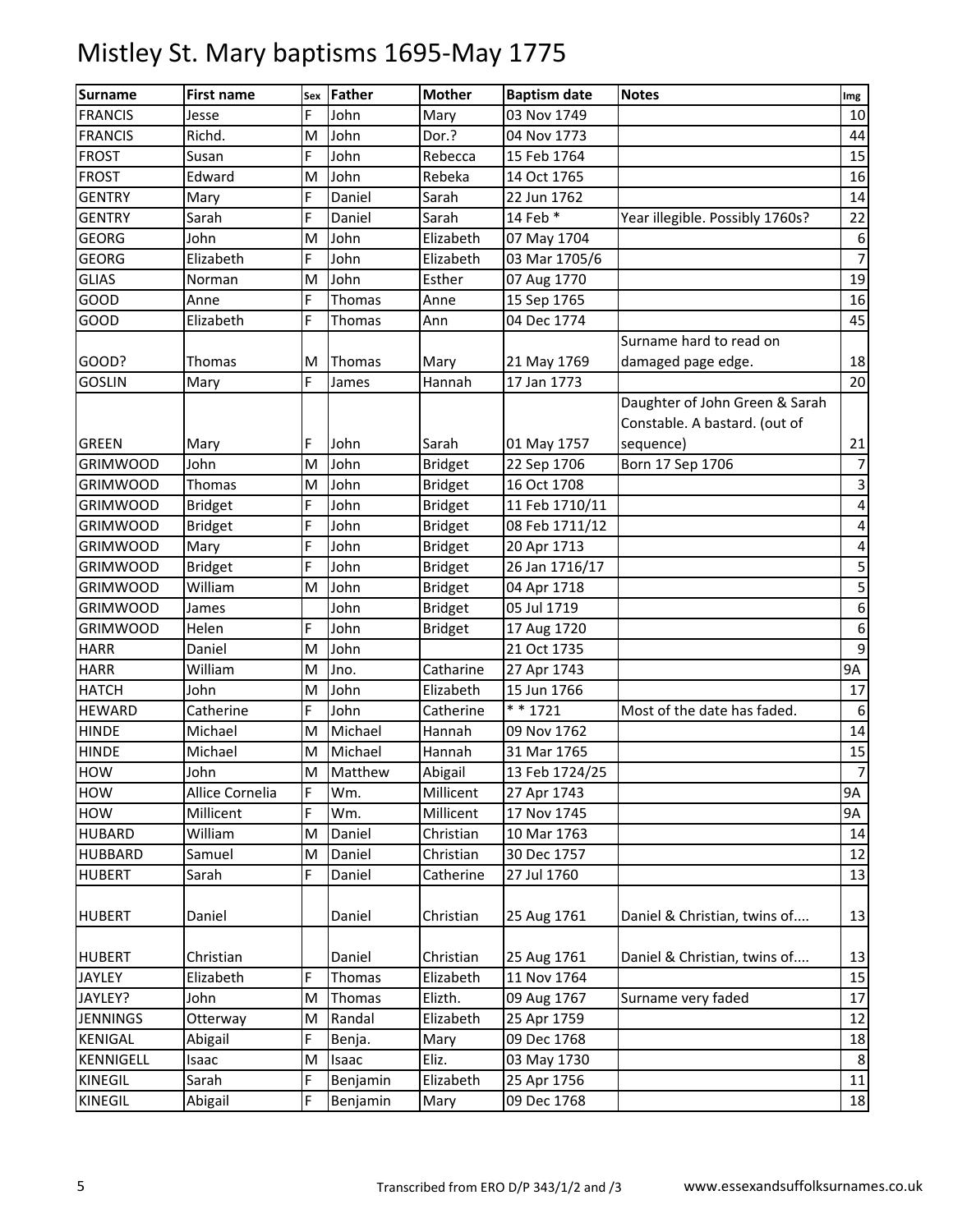# Mistley St. Mary baptisms 1695-May 1775

| Surname | First name | Sex | Father | Mother | Baptism date | Notes | Img |
|---|---|---|---|---|---|---|---|
| FRANCIS | Jesse | F | John | Mary | 03 Nov 1749 | | 10 |
| FRANCIS | Richd. | M | John | Dor.? | 04 Nov 1773 | | 44 |
| FROST | Susan | F | John | Rebecca | 15 Feb 1764 | | 15 |
| FROST | Edward | M | John | Rebeka | 14 Oct 1765 | | 16 |
| GENTRY | Mary | F | Daniel | Sarah | 22 Jun 1762 | | 14 |
| GENTRY | Sarah | F | Daniel | Sarah | 14 Feb * | Year illegible. Possibly 1760s? | 22 |
| GEORG | John | M | John | Elizabeth | 07 May 1704 | | 6 |
| GEORG | Elizabeth | F | John | Elizabeth | 03 Mar 1705/6 | | 7 |
| GLIAS | Norman | M | John | Esther | 07 Aug 1770 | | 19 |
| GOOD | Anne | F | Thomas | Anne | 15 Sep 1765 | | 16 |
| GOOD | Elizabeth | F | Thomas | Ann | 04 Dec 1774 | | 45 |
| GOOD? | Thomas | M | Thomas | Mary | 21 May 1769 | Surname hard to read on damaged page edge. | 18 |
| GOSLIN | Mary | F | James | Hannah | 17 Jan 1773 | | 20 |
| GREEN | Mary | F | John | Sarah | 01 May 1757 | Daughter of John Green & Sarah Constable. A bastard. (out of sequence) | 21 |
| GRIMWOOD | John | M | John | Bridget | 22 Sep 1706 | Born 17 Sep 1706 | 7 |
| GRIMWOOD | Thomas | M | John | Bridget | 16 Oct 1708 | | 3 |
| GRIMWOOD | Bridget | F | John | Bridget | 11 Feb 1710/11 | | 4 |
| GRIMWOOD | Bridget | F | John | Bridget | 08 Feb 1711/12 | | 4 |
| GRIMWOOD | Mary | F | John | Bridget | 20 Apr 1713 | | 4 |
| GRIMWOOD | Bridget | F | John | Bridget | 26 Jan 1716/17 | | 5 |
| GRIMWOOD | William | M | John | Bridget | 04 Apr 1718 | | 5 |
| GRIMWOOD | James | | John | Bridget | 05 Jul 1719 | | 6 |
| GRIMWOOD | Helen | F | John | Bridget | 17 Aug 1720 | | 6 |
| HARR | Daniel | M | John | | 21 Oct 1735 | | 9 |
| HARR | William | M | Jno. | Catharine | 27 Apr 1743 | | 9A |
| HATCH | John | M | John | Elizabeth | 15 Jun 1766 | | 17 |
| HEWARD | Catherine | F | John | Catherine | * * 1721 | Most of the date has faded. | 6 |
| HINDE | Michael | M | Michael | Hannah | 09 Nov 1762 | | 14 |
| HINDE | Michael | M | Michael | Hannah | 31 Mar 1765 | | 15 |
| HOW | John | M | Matthew | Abigail | 13 Feb 1724/25 | | 7 |
| HOW | Allice Cornelia | F | Wm. | Millicent | 27 Apr 1743 | | 9A |
| HOW | Millicent | F | Wm. | Millicent | 17 Nov 1745 | | 9A |
| HUBARD | William | M | Daniel | Christian | 10 Mar 1763 | | 14 |
| HUBBARD | Samuel | M | Daniel | Christian | 30 Dec 1757 | | 12 |
| HUBERT | Sarah | F | Daniel | Catherine | 27 Jul 1760 | | 13 |
| HUBERT | Daniel | | Daniel | Christian | 25 Aug 1761 | Daniel & Christian, twins of.... | 13 |
| HUBERT | Christian | | Daniel | Christian | 25 Aug 1761 | Daniel & Christian, twins of.... | 13 |
| JAYLEY | Elizabeth | F | Thomas | Elizabeth | 11 Nov 1764 | | 15 |
| JAYLEY? | John | M | Thomas | Elizth. | 09 Aug 1767 | Surname very faded | 17 |
| JENNINGS | Otterway | M | Randal | Elizabeth | 25 Apr 1759 | | 12 |
| KENIGAL | Abigail | F | Benja. | Mary | 09 Dec 1768 | | 18 |
| KENNIGELL | Isaac | M | Isaac | Eliz. | 03 May 1730 | | 8 |
| KINEGIL | Sarah | F | Benjamin | Elizabeth | 25 Apr 1756 | | 11 |
| KINEGIL | Abigail | F | Benjamin | Mary | 09 Dec 1768 | | 18 |

Transcribed from ERO D/P 343/1/2 and /3 www.essexandsuffolksurnames.co.uk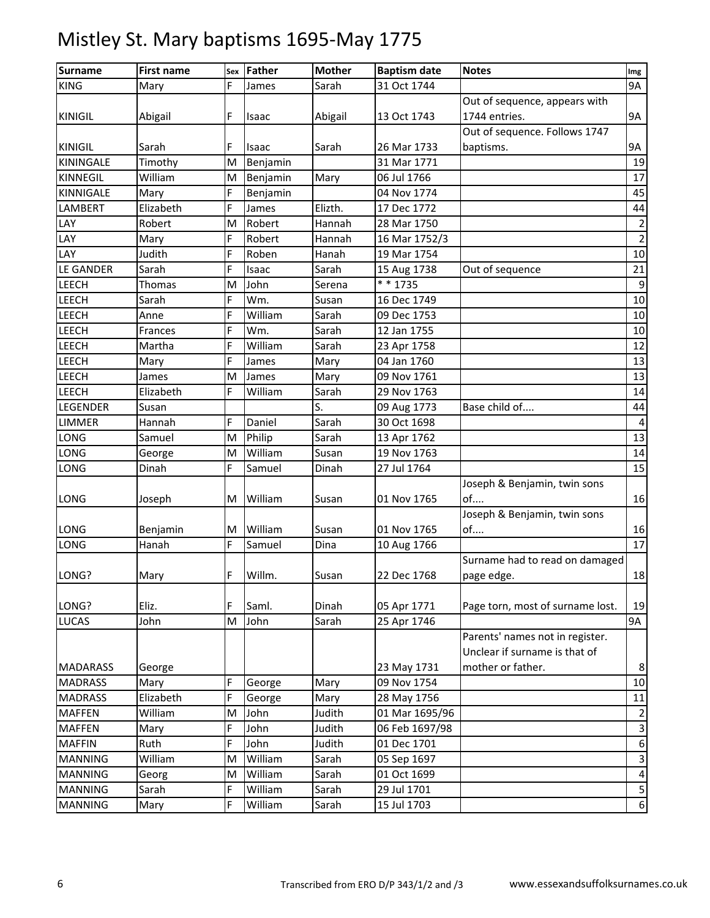# Mistley St. Mary baptisms 1695-May 1775

| Surname | First name | Sex | Father | Mother | Baptism date | Notes | Img |
|---|---|---|---|---|---|---|---|
| KING | Mary | F | James | Sarah | 31 Oct 1744 | | 9A |
| KINIGIL | Abigail | F | Isaac | Abigail | 13 Oct 1743 | Out of sequence, appears with 1744 entries. | 9A |
| KINIGIL | Sarah | F | Isaac | Sarah | 26 Mar 1733 | Out of sequence. Follows 1747 baptisms. | 9A |
| KININGALE | Timothy | M | Benjamin | | 31 Mar 1771 | | 19 |
| KINNEGIL | William | M | Benjamin | Mary | 06 Jul 1766 | | 17 |
| KINNIGALE | Mary | F | Benjamin | | 04 Nov 1774 | | 45 |
| LAMBERT | Elizabeth | F | James | Elizth. | 17 Dec 1772 | | 44 |
| LAY | Robert | M | Robert | Hannah | 28 Mar 1750 | | 2 |
| LAY | Mary | F | Robert | Hannah | 16 Mar 1752/3 | | 2 |
| LAY | Judith | F | Roben | Hanah | 19 Mar 1754 | | 10 |
| LE GANDER | Sarah | F | Isaac | Sarah | 15 Aug 1738 | Out of sequence | 21 |
| LEECH | Thomas | M | John | Serena | * * 1735 | | 9 |
| LEECH | Sarah | F | Wm. | Susan | 16 Dec 1749 | | 10 |
| LEECH | Anne | F | William | Sarah | 09 Dec 1753 | | 10 |
| LEECH | Frances | F | Wm. | Sarah | 12 Jan 1755 | | 10 |
| LEECH | Martha | F | William | Sarah | 23 Apr 1758 | | 12 |
| LEECH | Mary | F | James | Mary | 04 Jan 1760 | | 13 |
| LEECH | James | M | James | Mary | 09 Nov 1761 | | 13 |
| LEECH | Elizabeth | F | William | Sarah | 29 Nov 1763 | | 14 |
| LEGENDER | Susan | | | S. | 09 Aug 1773 | Base child of.... | 44 |
| LIMMER | Hannah | F | Daniel | Sarah | 30 Oct 1698 | | 4 |
| LONG | Samuel | M | Philip | Sarah | 13 Apr 1762 | | 13 |
| LONG | George | M | William | Susan | 19 Nov 1763 | | 14 |
| LONG | Dinah | F | Samuel | Dinah | 27 Jul 1764 | | 15 |
| LONG | Joseph | M | William | Susan | 01 Nov 1765 | Joseph & Benjamin, twin sons of.... | 16 |
| LONG | Benjamin | M | William | Susan | 01 Nov 1765 | Joseph & Benjamin, twin sons of.... | 16 |
| LONG | Hanah | F | Samuel | Dina | 10 Aug 1766 | | 17 |
| LONG? | Mary | F | Willm. | Susan | 22 Dec 1768 | Surname had to read on damaged page edge. | 18 |
| LONG? | Eliz. | F | Saml. | Dinah | 05 Apr 1771 | Page torn, most of surname lost. | 19 |
| LUCAS | John | M | John | Sarah | 25 Apr 1746 | | 9A |
| MADARASS | George | | | | 23 May 1731 | Parents' names not in register. Unclear if surname is that of mother or father. | 8 |
| MADRASS | Mary | F | George | Mary | 09 Nov 1754 | | 10 |
| MADRASS | Elizabeth | F | George | Mary | 28 May 1756 | | 11 |
| MAFFEN | William | M | John | Judith | 01 Mar 1695/96 | | 2 |
| MAFFEN | Mary | F | John | Judith | 06 Feb 1697/98 | | 3 |
| MAFFIN | Ruth | F | John | Judith | 01 Dec 1701 | | 6 |
| MANNING | William | M | William | Sarah | 05 Sep 1697 | | 3 |
| MANNING | Georg | M | William | Sarah | 01 Oct 1699 | | 4 |
| MANNING | Sarah | F | William | Sarah | 29 Jul 1701 | | 5 |
| MANNING | Mary | F | William | Sarah | 15 Jul 1703 | | 6 |

Transcribed from ERO D/P 343/1/2 and /3 www.essexandsuffolksurnames.co.uk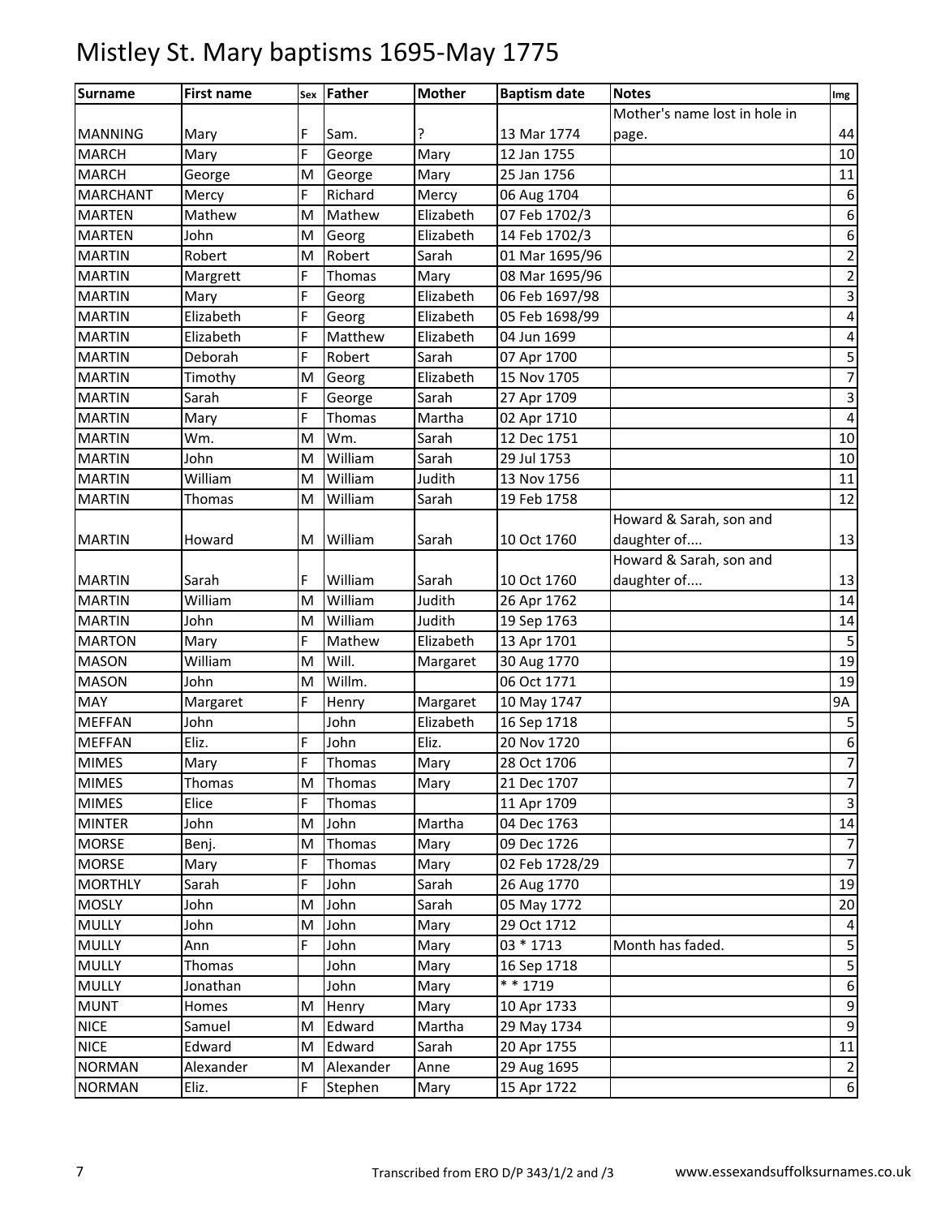# Mistley St. Mary baptisms 1695-May 1775

| Surname | First name | Sex | Father | Mother | Baptism date | Notes | Img |
|---|---|---|---|---|---|---|---|
| MANNING | Mary | F | Sam. | ? | 13 Mar 1774 | Mother's name lost in hole in page. | 44 |
| MARCH | Mary | F | George | Mary | 12 Jan 1755 | | 10 |
| MARCH | George | M | George | Mary | 25 Jan 1756 | | 11 |
| MARCHANT | Mercy | F | Richard | Mercy | 06 Aug 1704 | | 6 |
| MARTEN | Mathew | M | Mathew | Elizabeth | 07 Feb 1702/3 | | 6 |
| MARTEN | John | M | Georg | Elizabeth | 14 Feb 1702/3 | | 6 |
| MARTIN | Robert | M | Robert | Sarah | 01 Mar 1695/96 | | 2 |
| MARTIN | Margrett | F | Thomas | Mary | 08 Mar 1695/96 | | 2 |
| MARTIN | Mary | F | Georg | Elizabeth | 06 Feb 1697/98 | | 3 |
| MARTIN | Elizabeth | F | Georg | Elizabeth | 05 Feb 1698/99 | | 4 |
| MARTIN | Elizabeth | F | Matthew | Elizabeth | 04 Jun 1699 | | 4 |
| MARTIN | Deborah | F | Robert | Sarah | 07 Apr 1700 | | 5 |
| MARTIN | Timothy | M | Georg | Elizabeth | 15 Nov 1705 | | 7 |
| MARTIN | Sarah | F | George | Sarah | 27 Apr 1709 | | 3 |
| MARTIN | Mary | F | Thomas | Martha | 02 Apr 1710 | | 4 |
| MARTIN | Wm. | M | Wm. | Sarah | 12 Dec 1751 | | 10 |
| MARTIN | John | M | William | Sarah | 29 Jul 1753 | | 10 |
| MARTIN | William | M | William | Judith | 13 Nov 1756 | | 11 |
| MARTIN | Thomas | M | William | Sarah | 19 Feb 1758 | | 12 |
| MARTIN | Howard | M | William | Sarah | 10 Oct 1760 | Howard & Sarah, son and daughter of.... | 13 |
| MARTIN | Sarah | F | William | Sarah | 10 Oct 1760 | Howard & Sarah, son and daughter of.... | 13 |
| MARTIN | William | M | William | Judith | 26 Apr 1762 | | 14 |
| MARTIN | John | M | William | Judith | 19 Sep 1763 | | 14 |
| MARTON | Mary | F | Mathew | Elizabeth | 13 Apr 1701 | | 5 |
| MASON | William | M | Will. | Margaret | 30 Aug 1770 | | 19 |
| MASON | John | M | Willm. | | 06 Oct 1771 | | 19 |
| MAY | Margaret | F | Henry | Margaret | 10 May 1747 | | 9A |
| MEFFAN | John | | John | Elizabeth | 16 Sep 1718 | | 5 |
| MEFFAN | Eliz. | F | John | Eliz. | 20 Nov 1720 | | 6 |
| MIMES | Mary | F | Thomas | Mary | 28 Oct 1706 | | 7 |
| MIMES | Thomas | M | Thomas | Mary | 21 Dec 1707 | | 7 |
| MIMES | Elice | F | Thomas | | 11 Apr 1709 | | 3 |
| MINTER | John | M | John | Martha | 04 Dec 1763 | | 14 |
| MORSE | Benj. | M | Thomas | Mary | 09 Dec 1726 | | 7 |
| MORSE | Mary | F | Thomas | Mary | 02 Feb 1728/29 | | 7 |
| MORTHLY | Sarah | F | John | Sarah | 26 Aug 1770 | | 19 |
| MOSLY | John | M | John | Sarah | 05 May 1772 | | 20 |
| MULLY | John | M | John | Mary | 29 Oct 1712 | | 4 |
| MULLY | Ann | F | John | Mary | 03 * 1713 | Month has faded. | 5 |
| MULLY | Thomas | | John | Mary | 16 Sep 1718 | | 5 |
| MULLY | Jonathan | | John | Mary | * * 1719 | | 6 |
| MUNT | Homes | M | Henry | Mary | 10 Apr 1733 | | 9 |
| NICE | Samuel | M | Edward | Martha | 29 May 1734 | | 9 |
| NICE | Edward | M | Edward | Sarah | 20 Apr 1755 | | 11 |
| NORMAN | Alexander | M | Alexander | Anne | 29 Aug 1695 | | 2 |
| NORMAN | Eliz. | F | Stephen | Mary | 15 Apr 1722 | | 6 |

Transcribed from ERO D/P 343/1/2 and /3 www.essexandsuffolksurnames.co.uk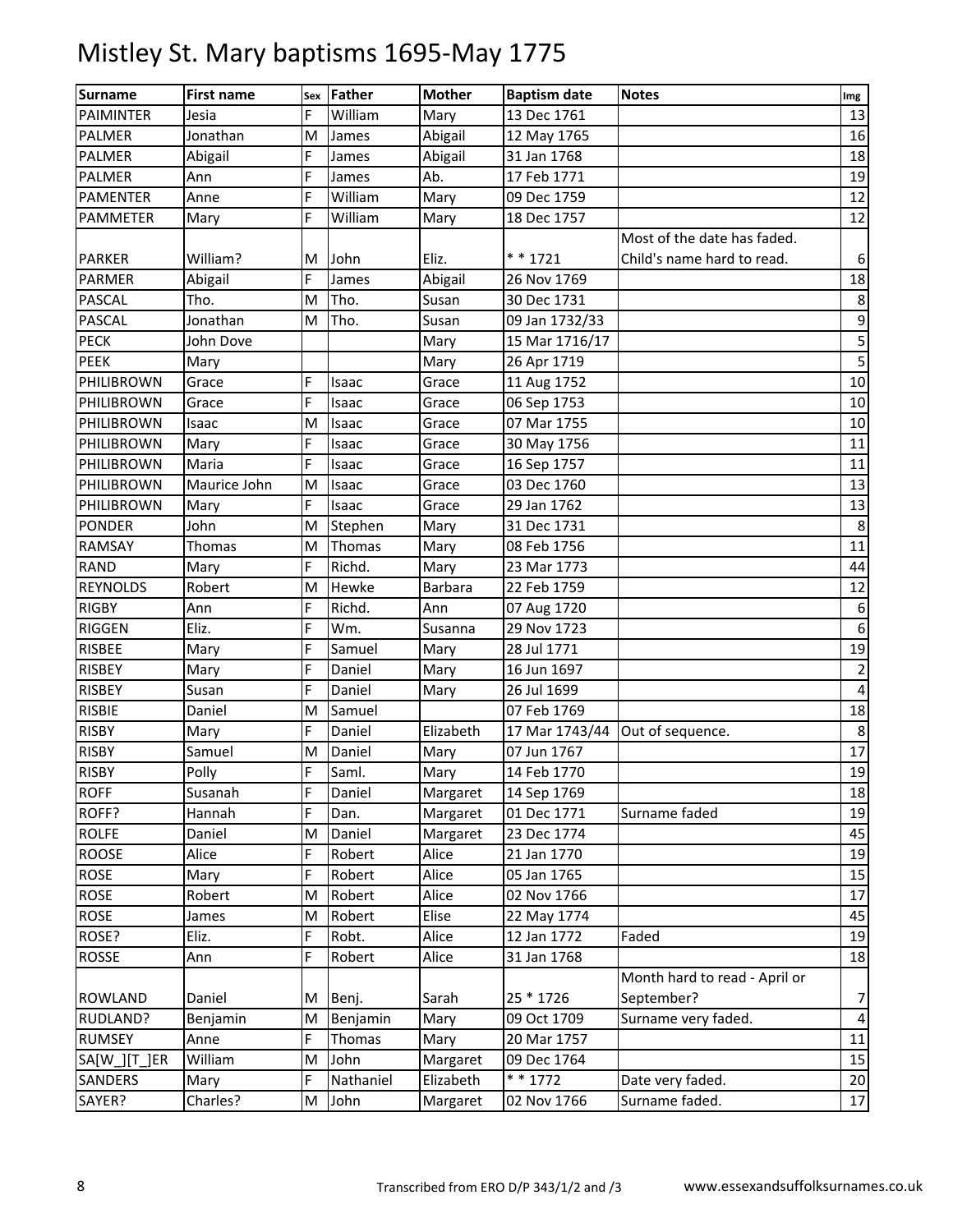# Mistley St. Mary baptisms 1695-May 1775

| Surname | First name | Sex | Father | Mother | Baptism date | Notes | Img |
|---|---|---|---|---|---|---|---|
| PAIMINTER | Jesia | F | William | Mary | 13 Dec 1761 | | 13 |
| PALMER | Jonathan | M | James | Abigail | 12 May 1765 | | 16 |
| PALMER | Abigail | F | James | Abigail | 31 Jan 1768 | | 18 |
| PALMER | Ann | F | James | Ab. | 17 Feb 1771 | | 19 |
| PAMENTER | Anne | F | William | Mary | 09 Dec 1759 | | 12 |
| PAMMETER | Mary | F | William | Mary | 18 Dec 1757 | | 12 |
| PARKER | William? | M | John | Eliz. | * * 1721 | Most of the date has faded. Child's name hard to read. | 6 |
| PARMER | Abigail | F | James | Abigail | 26 Nov 1769 | | 18 |
| PASCAL | Tho. | M | Tho. | Susan | 30 Dec 1731 | | 8 |
| PASCAL | Jonathan | M | Tho. | Susan | 09 Jan 1732/33 | | 9 |
| PECK | John Dove | | | Mary | 15 Mar 1716/17 | | 5 |
| PEEK | Mary | | | Mary | 26 Apr 1719 | | 5 |
| PHILIBROWN | Grace | F | Isaac | Grace | 11 Aug 1752 | | 10 |
| PHILIBROWN | Grace | F | Isaac | Grace | 06 Sep 1753 | | 10 |
| PHILIBROWN | Isaac | M | Isaac | Grace | 07 Mar 1755 | | 10 |
| PHILIBROWN | Mary | F | Isaac | Grace | 30 May 1756 | | 11 |
| PHILIBROWN | Maria | F | Isaac | Grace | 16 Sep 1757 | | 11 |
| PHILIBROWN | Maurice John | M | Isaac | Grace | 03 Dec 1760 | | 13 |
| PHILIBROWN | Mary | F | Isaac | Grace | 29 Jan 1762 | | 13 |
| PONDER | John | M | Stephen | Mary | 31 Dec 1731 | | 8 |
| RAMSAY | Thomas | M | Thomas | Mary | 08 Feb 1756 | | 11 |
| RAND | Mary | F | Richd. | Mary | 23 Mar 1773 | | 44 |
| REYNOLDS | Robert | M | Hewke | Barbara | 22 Feb 1759 | | 12 |
| RIGBY | Ann | F | Richd. | Ann | 07 Aug 1720 | | 6 |
| RIGGEN | Eliz. | F | Wm. | Susanna | 29 Nov 1723 | | 6 |
| RISBEE | Mary | F | Samuel | Mary | 28 Jul 1771 | | 19 |
| RISBEY | Mary | F | Daniel | Mary | 16 Jun 1697 | | 2 |
| RISBEY | Susan | F | Daniel | Mary | 26 Jul 1699 | | 4 |
| RISBIE | Daniel | M | Samuel | | 07 Feb 1769 | | 18 |
| RISBY | Mary | F | Daniel | Elizabeth | 17 Mar 1743/44 | Out of sequence. | 8 |
| RISBY | Samuel | M | Daniel | Mary | 07 Jun 1767 | | 17 |
| RISBY | Polly | F | Saml. | Mary | 14 Feb 1770 | | 19 |
| ROFF | Susanah | F | Daniel | Margaret | 14 Sep 1769 | | 18 |
| ROFF? | Hannah | F | Dan. | Margaret | 01 Dec 1771 | Surname faded | 19 |
| ROLFE | Daniel | M | Daniel | Margaret | 23 Dec 1774 | | 45 |
| ROOSE | Alice | F | Robert | Alice | 21 Jan 1770 | | 19 |
| ROSE | Mary | F | Robert | Alice | 05 Jan 1765 | | 15 |
| ROSE | Robert | M | Robert | Alice | 02 Nov 1766 | | 17 |
| ROSE | James | M | Robert | Elise | 22 May 1774 | | 45 |
| ROSE? | Eliz. | F | Robt. | Alice | 12 Jan 1772 | Faded | 19 |
| ROSSE | Ann | F | Robert | Alice | 31 Jan 1768 | | 18 |
| ROWLAND | Daniel | M | Benj. | Sarah | 25 * 1726 | Month hard to read - April or September? | 7 |
| RUDLAND? | Benjamin | M | Benjamin | Mary | 09 Oct 1709 | Surname very faded. | 4 |
| RUMSEY | Anne | F | Thomas | Mary | 20 Mar 1757 | | 11 |
| SA[W_][T_]ER | William | M | John | Margaret | 09 Dec 1764 | | 15 |
| SANDERS | Mary | F | Nathaniel | Elizabeth | * * 1772 | Date very faded. | 20 |
| SAYER? | Charles? | M | John | Margaret | 02 Nov 1766 | Surname faded. | 17 |

Transcribed from ERO D/P 343/1/2 and /3 www.essexandsuffolksurnames.co.uk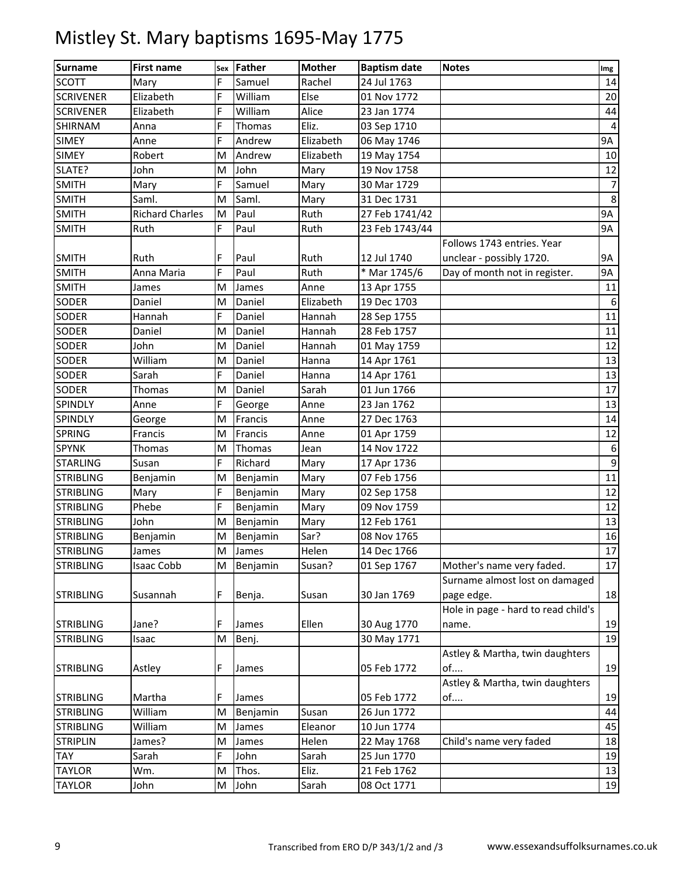# Mistley St. Mary baptisms 1695-May 1775

| Surname | First name | Sex | Father | Mother | Baptism date | Notes | Img |
|---|---|---|---|---|---|---|---|
| SCOTT | Mary | F | Samuel | Rachel | 24 Jul 1763 | | 14 |
| SCRIVENER | Elizabeth | F | William | Else | 01 Nov 1772 | | 20 |
| SCRIVENER | Elizabeth | F | William | Alice | 23 Jan 1774 | | 44 |
| SHIRNAM | Anna | F | Thomas | Eliz. | 03 Sep 1710 | | 4 |
| SIMEY | Anne | F | Andrew | Elizabeth | 06 May 1746 | | 9A |
| SIMEY | Robert | M | Andrew | Elizabeth | 19 May 1754 | | 10 |
| SLATE? | John | M | John | Mary | 19 Nov 1758 | | 12 |
| SMITH | Mary | F | Samuel | Mary | 30 Mar 1729 | | 7 |
| SMITH | Saml. | M | Saml. | Mary | 31 Dec 1731 | | 8 |
| SMITH | Richard Charles | M | Paul | Ruth | 27 Feb 1741/42 | | 9A |
| SMITH | Ruth | F | Paul | Ruth | 23 Feb 1743/44 | | 9A |
| SMITH | Ruth | F | Paul | Ruth | 12 Jul 1740 | Follows 1743 entries. Year unclear - possibly 1720. | 9A |
| SMITH | Anna Maria | F | Paul | Ruth | * Mar 1745/6 | Day of month not in register. | 9A |
| SMITH | James | M | James | Anne | 13 Apr 1755 | | 11 |
| SODER | Daniel | M | Daniel | Elizabeth | 19 Dec 1703 | | 6 |
| SODER | Hannah | F | Daniel | Hannah | 28 Sep 1755 | | 11 |
| SODER | Daniel | M | Daniel | Hannah | 28 Feb 1757 | | 11 |
| SODER | John | M | Daniel | Hannah | 01 May 1759 | | 12 |
| SODER | William | M | Daniel | Hanna | 14 Apr 1761 | | 13 |
| SODER | Sarah | F | Daniel | Hanna | 14 Apr 1761 | | 13 |
| SODER | Thomas | M | Daniel | Sarah | 01 Jun 1766 | | 17 |
| SPINDLY | Anne | F | George | Anne | 23 Jan 1762 | | 13 |
| SPINDLY | George | M | Francis | Anne | 27 Dec 1763 | | 14 |
| SPRING | Francis | M | Francis | Anne | 01 Apr 1759 | | 12 |
| SPYNK | Thomas | M | Thomas | Jean | 14 Nov 1722 | | 6 |
| STARLING | Susan | F | Richard | Mary | 17 Apr 1736 | | 9 |
| STRIBLING | Benjamin | M | Benjamin | Mary | 07 Feb 1756 | | 11 |
| STRIBLING | Mary | F | Benjamin | Mary | 02 Sep 1758 | | 12 |
| STRIBLING | Phebe | F | Benjamin | Mary | 09 Nov 1759 | | 12 |
| STRIBLING | John | M | Benjamin | Mary | 12 Feb 1761 | | 13 |
| STRIBLING | Benjamin | M | Benjamin | Sar? | 08 Nov 1765 | | 16 |
| STRIBLING | James | M | James | Helen | 14 Dec 1766 | | 17 |
| STRIBLING | Isaac Cobb | M | Benjamin | Susan? | 01 Sep 1767 | Mother's name very faded. | 17 |
| STRIBLING | Susannah | F | Benja. | Susan | 30 Jan 1769 | Surname almost lost on damaged page edge. | 18 |
| STRIBLING | Jane? | F | James | Ellen | 30 Aug 1770 | Hole in page - hard to read child's name. | 19 |
| STRIBLING | Isaac | M | Benj. | | 30 May 1771 | | 19 |
| STRIBLING | Astley | F | James | | 05 Feb 1772 | Astley & Martha, twin daughters of.... | 19 |
| STRIBLING | Martha | F | James | | 05 Feb 1772 | Astley & Martha, twin daughters of.... | 19 |
| STRIBLING | William | M | Benjamin | Susan | 26 Jun 1772 | | 44 |
| STRIBLING | William | M | James | Eleanor | 10 Jun 1774 | | 45 |
| STRIPLIN | James? | M | James | Helen | 22 May 1768 | Child's name very faded | 18 |
| TAY | Sarah | F | John | Sarah | 25 Jun 1770 | | 19 |
| TAYLOR | Wm. | M | Thos. | Eliz. | 21 Feb 1762 | | 13 |
| TAYLOR | John | M | John | Sarah | 08 Oct 1771 | | 19 |

Transcribed from ERO D/P 343/1/2 and /3 www.essexandsuffolksurnames.co.uk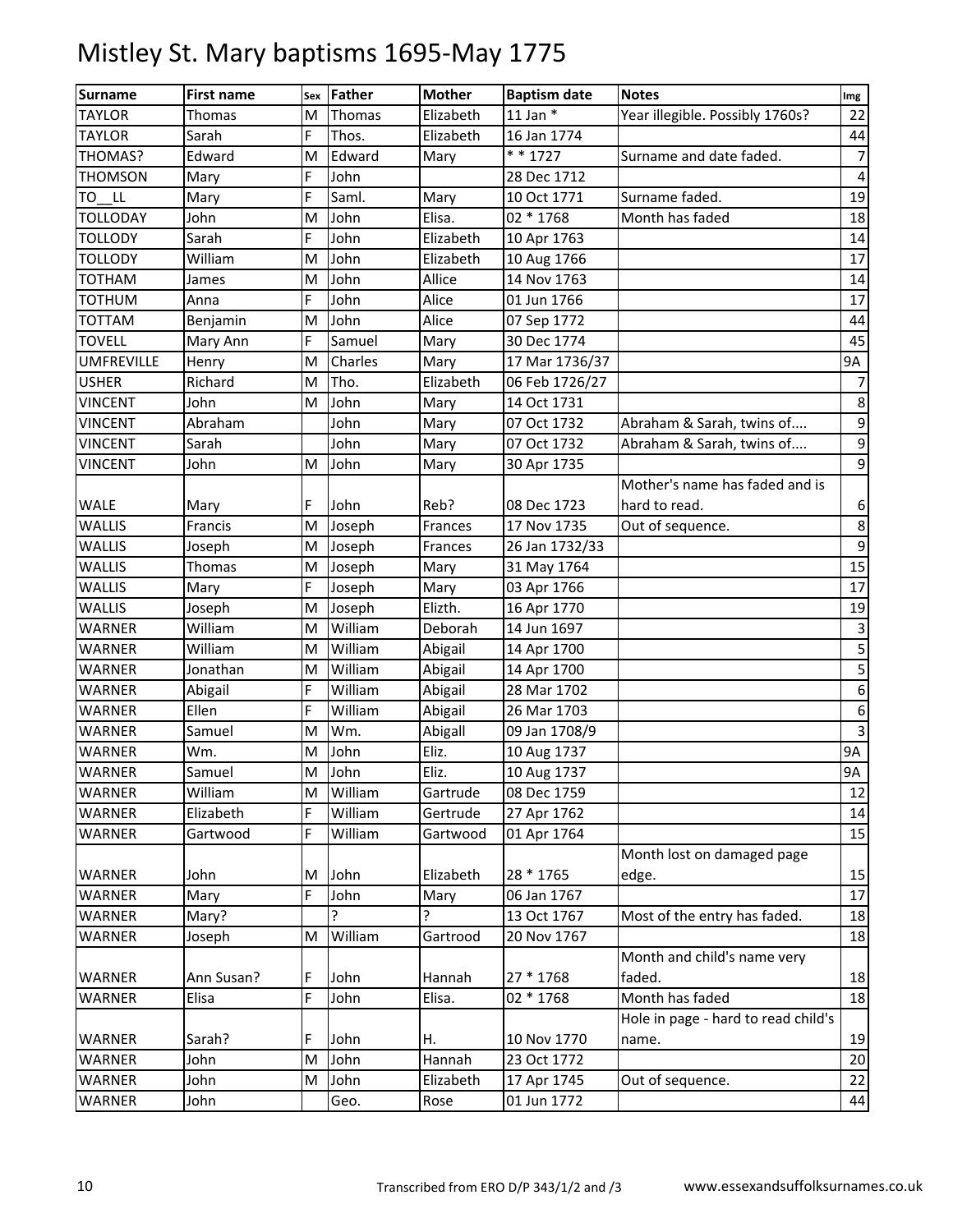# Mistley St. Mary baptisms 1695-May 1775

| Surname | First name | Sex | Father | Mother | Baptism date | Notes | Img |
|---|---|---|---|---|---|---|---|
| TAYLOR | Thomas | M | Thomas | Elizabeth | 11 Jan * | Year illegible. Possibly 1760s? | 22 |
| TAYLOR | Sarah | F | Thos. | Elizabeth | 16 Jan 1774 | | 44 |
| THOMAS? | Edward | M | Edward | Mary | * * 1727 | Surname and date faded. | 7 |
| THOMSON | Mary | F | John | | 28 Dec 1712 | | 4 |
| TO__LL | Mary | F | Saml. | Mary | 10 Oct 1771 | Surname faded. | 19 |
| TOLLODAY | John | M | John | Elisa. | 02 * 1768 | Month has faded | 18 |
| TOLLODY | Sarah | F | John | Elizabeth | 10 Apr 1763 | | 14 |
| TOLLODY | William | M | John | Elizabeth | 10 Aug 1766 | | 17 |
| TOTHAM | James | M | John | Allice | 14 Nov 1763 | | 14 |
| TOTHUM | Anna | F | John | Alice | 01 Jun 1766 | | 17 |
| TOTTAM | Benjamin | M | John | Alice | 07 Sep 1772 | | 44 |
| TOVELL | Mary Ann | F | Samuel | Mary | 30 Dec 1774 | | 45 |
| UMFREVILLE | Henry | M | Charles | Mary | 17 Mar 1736/37 | | 9A |
| USHER | Richard | M | Tho. | Elizabeth | 06 Feb 1726/27 | | 7 |
| VINCENT | John | M | John | Mary | 14 Oct 1731 | | 8 |
| VINCENT | Abraham | | John | Mary | 07 Oct 1732 | Abraham & Sarah, twins of.... | 9 |
| VINCENT | Sarah | | John | Mary | 07 Oct 1732 | Abraham & Sarah, twins of.... | 9 |
| VINCENT | John | M | John | Mary | 30 Apr 1735 | | 9 |
| WALE | Mary | F | John | Reb? | 08 Dec 1723 | Mother's name has faded and is hard to read. | 6 |
| WALLIS | Francis | M | Joseph | Frances | 17 Nov 1735 | Out of sequence. | 8 |
| WALLIS | Joseph | M | Joseph | Frances | 26 Jan 1732/33 | | 9 |
| WALLIS | Thomas | M | Joseph | Mary | 31 May 1764 | | 15 |
| WALLIS | Mary | F | Joseph | Mary | 03 Apr 1766 | | 17 |
| WALLIS | Joseph | M | Joseph | Elizth. | 16 Apr 1770 | | 19 |
| WARNER | William | M | William | Deborah | 14 Jun 1697 | | 3 |
| WARNER | William | M | William | Abigail | 14 Apr 1700 | | 5 |
| WARNER | Jonathan | M | William | Abigail | 14 Apr 1700 | | 5 |
| WARNER | Abigail | F | William | Abigail | 28 Mar 1702 | | 6 |
| WARNER | Ellen | F | William | Abigail | 26 Mar 1703 | | 6 |
| WARNER | Samuel | M | Wm. | Abigall | 09 Jan 1708/9 | | 3 |
| WARNER | Wm. | M | John | Eliz. | 10 Aug 1737 | | 9A |
| WARNER | Samuel | M | John | Eliz. | 10 Aug 1737 | | 9A |
| WARNER | William | M | William | Gartrude | 08 Dec 1759 | | 12 |
| WARNER | Elizabeth | F | William | Gertrude | 27 Apr 1762 | | 14 |
| WARNER | Gartwood | F | William | Gartwood | 01 Apr 1764 | | 15 |
| WARNER | John | M | John | Elizabeth | 28 * 1765 | Month lost on damaged page edge. | 15 |
| WARNER | Mary | F | John | Mary | 06 Jan 1767 | | 17 |
| WARNER | Mary? | | ? | ? | 13 Oct 1767 | Most of the entry has faded. | 18 |
| WARNER | Joseph | M | William | Gartrood | 20 Nov 1767 | | 18 |
| WARNER | Ann Susan? | F | John | Hannah | 27 * 1768 | Month and child's name very faded. | 18 |
| WARNER | Elisa | F | John | Elisa. | 02 * 1768 | Month has faded | 18 |
| WARNER | Sarah? | F | John | H. | 10 Nov 1770 | Hole in page - hard to read child's name. | 19 |
| WARNER | John | M | John | Hannah | 23 Oct 1772 | | 20 |
| WARNER | John | M | John | Elizabeth | 17 Apr 1745 | Out of sequence. | 22 |
| WARNER | John | | Geo. | Rose | 01 Jun 1772 | | 44 |

Transcribed from ERO D/P 343/1/2 and /3 www.essexandsuffolksurnames.co.uk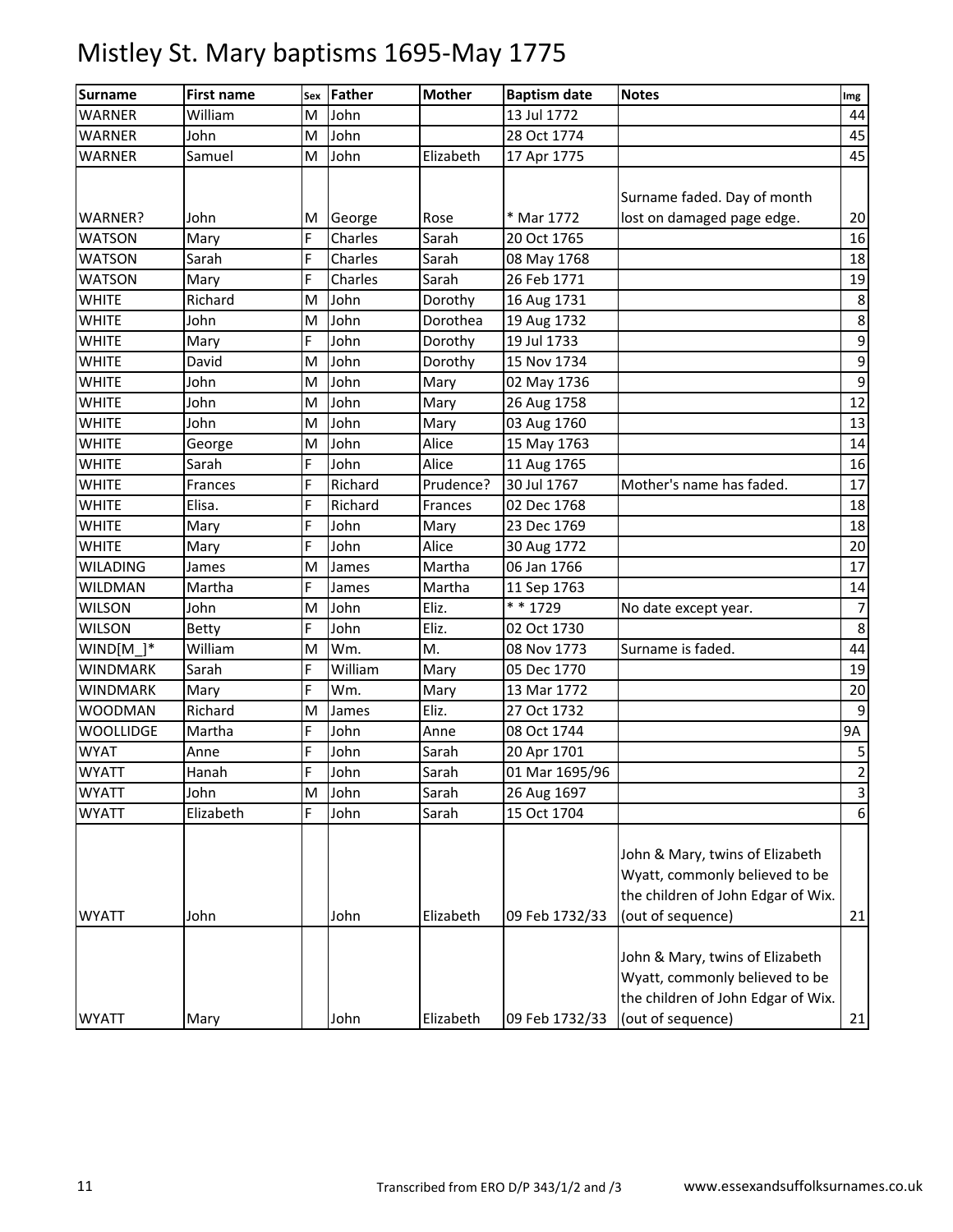# Mistley St. Mary baptisms 1695-May 1775

| Surname | First name | Sex | Father | Mother | Baptism date | Notes | Img |
|---|---|---|---|---|---|---|---|
| WARNER | William | M | John | | 13 Jul 1772 | | 44 |
| WARNER | John | M | John | | 28 Oct 1774 | | 45 |
| WARNER | Samuel | M | John | Elizabeth | 17 Apr 1775 | | 45 |
| WARNER? | John | M | George | Rose | * Mar 1772 | Surname faded. Day of month lost on damaged page edge. | 20 |
| WATSON | Mary | F | Charles | Sarah | 20 Oct 1765 | | 16 |
| WATSON | Sarah | F | Charles | Sarah | 08 May 1768 | | 18 |
| WATSON | Mary | F | Charles | Sarah | 26 Feb 1771 | | 19 |
| WHITE | Richard | M | John | Dorothy | 16 Aug 1731 | | 8 |
| WHITE | John | M | John | Dorothea | 19 Aug 1732 | | 8 |
| WHITE | Mary | F | John | Dorothy | 19 Jul 1733 | | 9 |
| WHITE | David | M | John | Dorothy | 15 Nov 1734 | | 9 |
| WHITE | John | M | John | Mary | 02 May 1736 | | 9 |
| WHITE | John | M | John | Mary | 26 Aug 1758 | | 12 |
| WHITE | John | M | John | Mary | 03 Aug 1760 | | 13 |
| WHITE | George | M | John | Alice | 15 May 1763 | | 14 |
| WHITE | Sarah | F | John | Alice | 11 Aug 1765 | | 16 |
| WHITE | Frances | F | Richard | Prudence? | 30 Jul 1767 | Mother's name has faded. | 17 |
| WHITE | Elisa. | F | Richard | Frances | 02 Dec 1768 | | 18 |
| WHITE | Mary | F | John | Mary | 23 Dec 1769 | | 18 |
| WHITE | Mary | F | John | Alice | 30 Aug 1772 | | 20 |
| WILADING | James | M | James | Martha | 06 Jan 1766 | | 17 |
| WILDMAN | Martha | F | James | Martha | 11 Sep 1763 | | 14 |
| WILSON | John | M | John | Eliz. | * * 1729 | No date except year. | 7 |
| WILSON | Betty | F | John | Eliz. | 02 Oct 1730 | | 8 |
| WIND[M_]* | William | M | Wm. | M. | 08 Nov 1773 | Surname is faded. | 44 |
| WINDMARK | Sarah | F | William | Mary | 05 Dec 1770 | | 19 |
| WINDMARK | Mary | F | Wm. | Mary | 13 Mar 1772 | | 20 |
| WOODMAN | Richard | M | James | Eliz. | 27 Oct 1732 | | 9 |
| WOOLLIDGE | Martha | F | John | Anne | 08 Oct 1744 | | 9A |
| WYAT | Anne | F | John | Sarah | 20 Apr 1701 | | 5 |
| WYATT | Hanah | F | John | Sarah | 01 Mar 1695/96 | | 2 |
| WYATT | John | M | John | Sarah | 26 Aug 1697 | | 3 |
| WYATT | Elizabeth | F | John | Sarah | 15 Oct 1704 | | 6 |
| WYATT | John | | John | Elizabeth | 09 Feb 1732/33 | John & Mary, twins of Elizabeth Wyatt, commonly believed to be the children of John Edgar of Wix. (out of sequence) | 21 |
| WYATT | Mary | | John | Elizabeth | 09 Feb 1732/33 | John & Mary, twins of Elizabeth Wyatt, commonly believed to be the children of John Edgar of Wix. (out of sequence) | 21 |

Transcribed from ERO D/P 343/1/2 and /3

www.essexandsuffolksurnames.co.uk